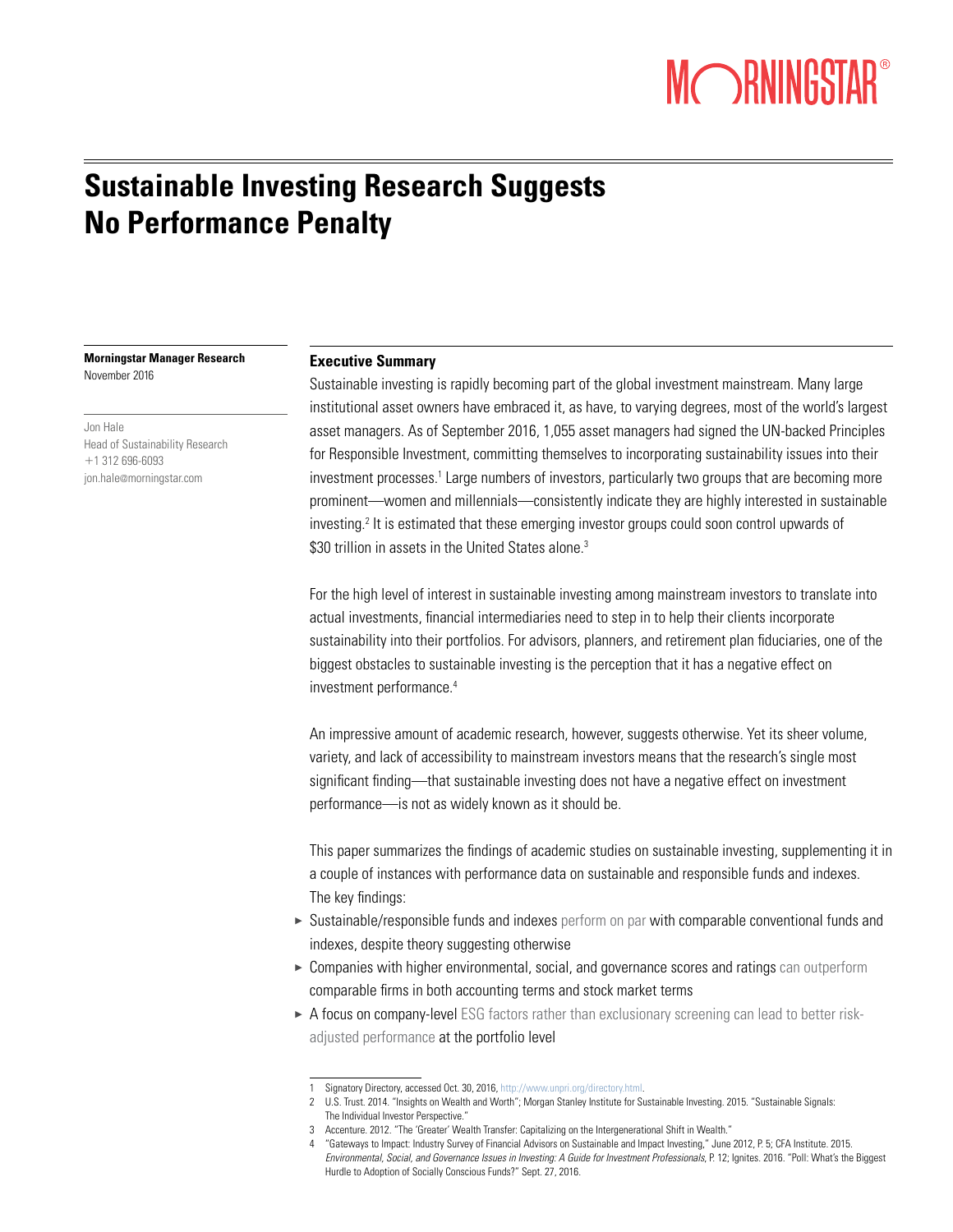# Sustainable Investing Research Suggests No Performance Penalty

**Morningstar Manager Research**
November 2016

Jon Hale
Head of Sustainability Research
+1 312 696-6093
jon.hale@morningstar.com

## Executive Summary

Sustainable investing is rapidly becoming part of the global investment mainstream. Many large institutional asset owners have embraced it, as have, to varying degrees, most of the world's largest asset managers. As of September 2016, 1,055 asset managers had signed the UN-backed Principles for Responsible Investment, committing themselves to incorporating sustainability issues into their investment processes.[1] Large numbers of investors, particularly two groups that are becoming more prominent—women and millennials—consistently indicate they are highly interested in sustainable investing.[2] It is estimated that these emerging investor groups could soon control upwards of $30 trillion in assets in the United States alone.[3]

For the high level of interest in sustainable investing among mainstream investors to translate into actual investments, financial intermediaries need to step in to help their clients incorporate sustainability into their portfolios. For advisors, planners, and retirement plan fiduciaries, one of the biggest obstacles to sustainable investing is the perception that it has a negative effect on investment performance.[4]

An impressive amount of academic research, however, suggests otherwise. Yet its sheer volume, variety, and lack of accessibility to mainstream investors means that the research's single most significant finding—that sustainable investing does not have a negative effect on investment performance—is not as widely known as it should be.

This paper summarizes the findings of academic studies on sustainable investing, supplementing it in a couple of instances with performance data on sustainable and responsible funds and indexes. The key findings:

- Sustainable/responsible funds and indexes perform on par with comparable conventional funds and indexes, despite theory suggesting otherwise
- Companies with higher environmental, social, and governance scores and ratings can outperform comparable firms in both accounting terms and stock market terms
- A focus on company-level ESG factors rather than exclusionary screening can lead to better risk-adjusted performance at the portfolio level

1 Signatory Directory, accessed Oct. 30, 2016, http://www.unpri.org/directory.html.
2 U.S. Trust. 2014. "Insights on Wealth and Worth"; Morgan Stanley Institute for Sustainable Investing. 2015. "Sustainable Signals: The Individual Investor Perspective."
3 Accenture. 2012. "The 'Greater' Wealth Transfer: Capitalizing on the Intergenerational Shift in Wealth."
4 "Gateways to Impact: Industry Survey of Financial Advisors on Sustainable and Impact Investing," June 2012, P. 5; CFA Institute. 2015. *Environmental, Social, and Governance Issues in Investing: A Guide for Investment Professionals*, P. 12; Ignites. 2016. "Poll: What's the Biggest Hurdle to Adoption of Socially Conscious Funds?" Sept. 27, 2016.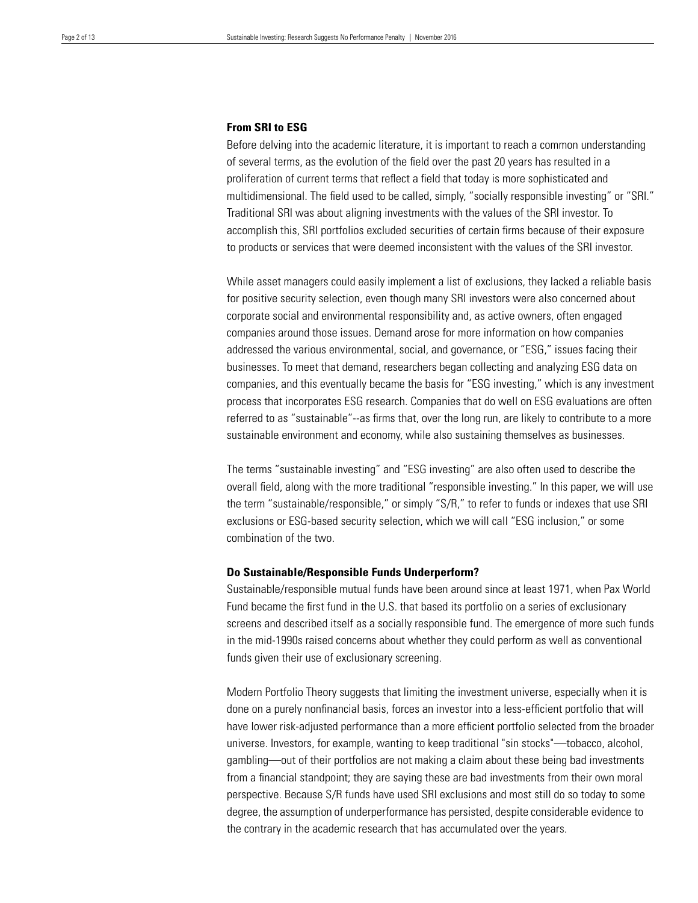## From SRI to ESG

Before delving into the academic literature, it is important to reach a common understanding of several terms, as the evolution of the field over the past 20 years has resulted in a proliferation of current terms that reflect a field that today is more sophisticated and multidimensional. The field used to be called, simply, "socially responsible investing" or "SRI." Traditional SRI was about aligning investments with the values of the SRI investor. To accomplish this, SRI portfolios excluded securities of certain firms because of their exposure to products or services that were deemed inconsistent with the values of the SRI investor.

While asset managers could easily implement a list of exclusions, they lacked a reliable basis for positive security selection, even though many SRI investors were also concerned about corporate social and environmental responsibility and, as active owners, often engaged companies around those issues. Demand arose for more information on how companies addressed the various environmental, social, and governance, or "ESG," issues facing their businesses. To meet that demand, researchers began collecting and analyzing ESG data on companies, and this eventually became the basis for "ESG investing," which is any investment process that incorporates ESG research. Companies that do well on ESG evaluations are often referred to as "sustainable"--as firms that, over the long run, are likely to contribute to a more sustainable environment and economy, while also sustaining themselves as businesses.

The terms "sustainable investing" and "ESG investing" are also often used to describe the overall field, along with the more traditional "responsible investing." In this paper, we will use the term "sustainable/responsible," or simply "S/R," to refer to funds or indexes that use SRI exclusions or ESG-based security selection, which we will call "ESG inclusion," or some combination of the two.

## Do Sustainable/Responsible Funds Underperform?

Sustainable/responsible mutual funds have been around since at least 1971, when Pax World Fund became the first fund in the U.S. that based its portfolio on a series of exclusionary screens and described itself as a socially responsible fund. The emergence of more such funds in the mid-1990s raised concerns about whether they could perform as well as conventional funds given their use of exclusionary screening.

Modern Portfolio Theory suggests that limiting the investment universe, especially when it is done on a purely nonfinancial basis, forces an investor into a less-efficient portfolio that will have lower risk-adjusted performance than a more efficient portfolio selected from the broader universe. Investors, for example, wanting to keep traditional "sin stocks"—tobacco, alcohol, gambling—out of their portfolios are not making a claim about these being bad investments from a financial standpoint; they are saying these are bad investments from their own moral perspective. Because S/R funds have used SRI exclusions and most still do so today to some degree, the assumption of underperformance has persisted, despite considerable evidence to the contrary in the academic research that has accumulated over the years.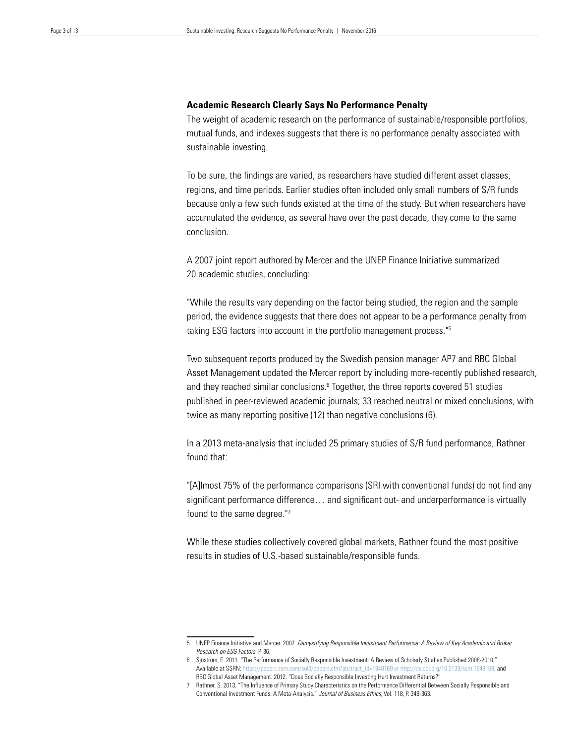## Academic Research Clearly Says No Performance Penalty

The weight of academic research on the performance of sustainable/responsible portfolios, mutual funds, and indexes suggests that there is no performance penalty associated with sustainable investing.

To be sure, the findings are varied, as researchers have studied different asset classes, regions, and time periods. Earlier studies often included only small numbers of S/R funds because only a few such funds existed at the time of the study. But when researchers have accumulated the evidence, as several have over the past decade, they come to the same conclusion.

A 2007 joint report authored by Mercer and the UNEP Finance Initiative summarized 20 academic studies, concluding:

"While the results vary depending on the factor being studied, the region and the sample period, the evidence suggests that there does not appear to be a performance penalty from taking ESG factors into account in the portfolio management process."[5]

Two subsequent reports produced by the Swedish pension manager AP7 and RBC Global Asset Management updated the Mercer report by including more-recently published research, and they reached similar conclusions.[6] Together, the three reports covered 51 studies published in peer-reviewed academic journals; 33 reached neutral or mixed conclusions, with twice as many reporting positive (12) than negative conclusions (6).

In a 2013 meta-analysis that included 25 primary studies of S/R fund performance, Rathner found that:

"[A]lmost 75% of the performance comparisons (SRI with conventional funds) do not find any significant performance difference… and significant out- and underperformance is virtually found to the same degree."[7]

While these studies collectively covered global markets, Rathner found the most positive results in studies of U.S.-based sustainable/responsible funds.

---

5 UNEP Finance Initiative and Mercer. 2007. *Demystifying Responsible Investment Performance: A Review of Key Academic and Broker Research on ESG Factors*. P. 36.

6 Sjöström, E. 2011. "The Performance of Socially Responsible Investment: A Review of Scholarly Studies Published 2008-2010," Available at SSRN: https://papers.ssrn.com/sol3/papers.cfm?abstract_id=1948169 or http://dx.doi.org/10.2139/ssrn.1948169, and RBC Global Asset Management. 2012. "Does Socially Responsible Investing Hurt Investment Returns?"

7 Rathner, S. 2013. "The Influence of Primary Study Characteristics on the Performance Differential Between Socially Responsible and Conventional Investment Funds: A Meta-Analysis." *Journal of Business Ethics*, Vol. 118, P. 349-363.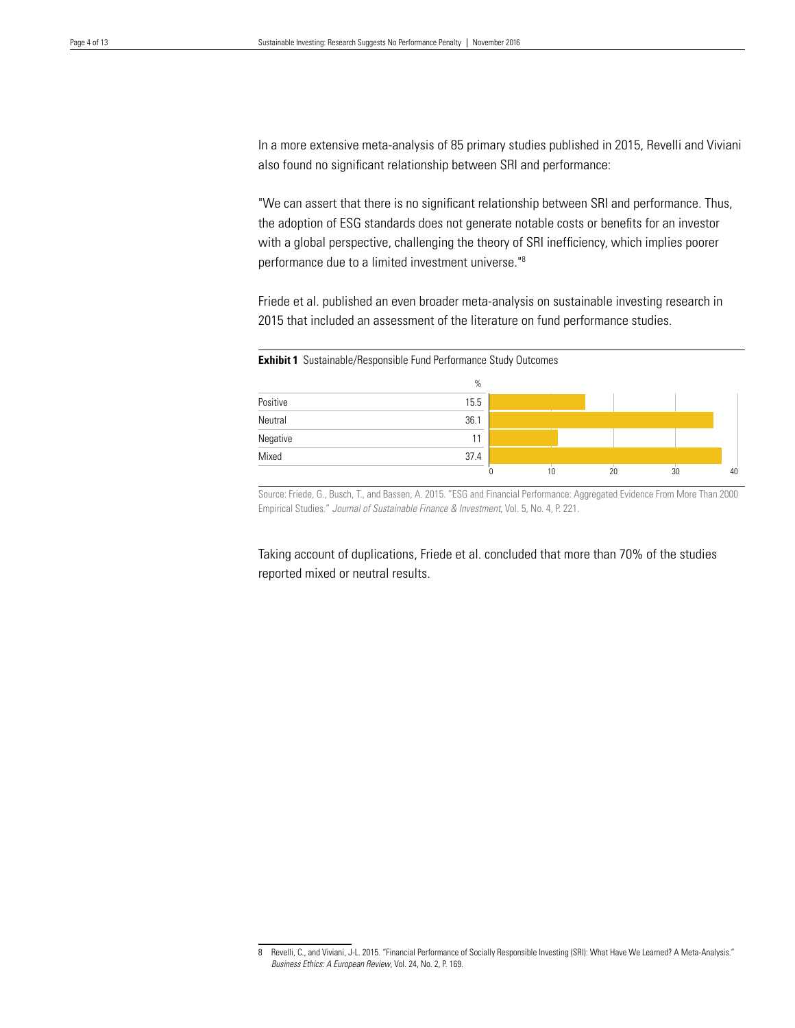In a more extensive meta-analysis of 85 primary studies published in 2015, Revelli and Viviani also found no significant relationship between SRI and performance:

"We can assert that there is no significant relationship between SRI and performance. Thus, the adoption of ESG standards does not generate notable costs or benefits for an investor with a global perspective, challenging the theory of SRI inefficiency, which implies poorer performance due to a limited investment universe."[8]

Friede et al. published an even broader meta-analysis on sustainable investing research in 2015 that included an assessment of the literature on fund performance studies.

**Exhibit 1** Sustainable/Responsible Fund Performance Study Outcomes

| | % |
|---|---|
| Positive | 15.5 |
| Neutral | 36.1 |
| Negative | 11 |
| Mixed | 37.4 |

Source: Friede, G., Busch, T., and Bassen, A. 2015. "ESG and Financial Performance: Aggregated Evidence From More Than 2000 Empirical Studies." *Journal of Sustainable Finance & Investment*, Vol. 5, No. 4, P. 221.

Taking account of duplications, Friede et al. concluded that more than 70% of the studies reported mixed or neutral results.

8 Revelli, C., and Viviani, J-L. 2015. "Financial Performance of Socially Responsible Investing (SRI): What Have We Learned? A Meta-Analysis." *Business Ethics: A European Review*, Vol. 24, No. 2, P. 169.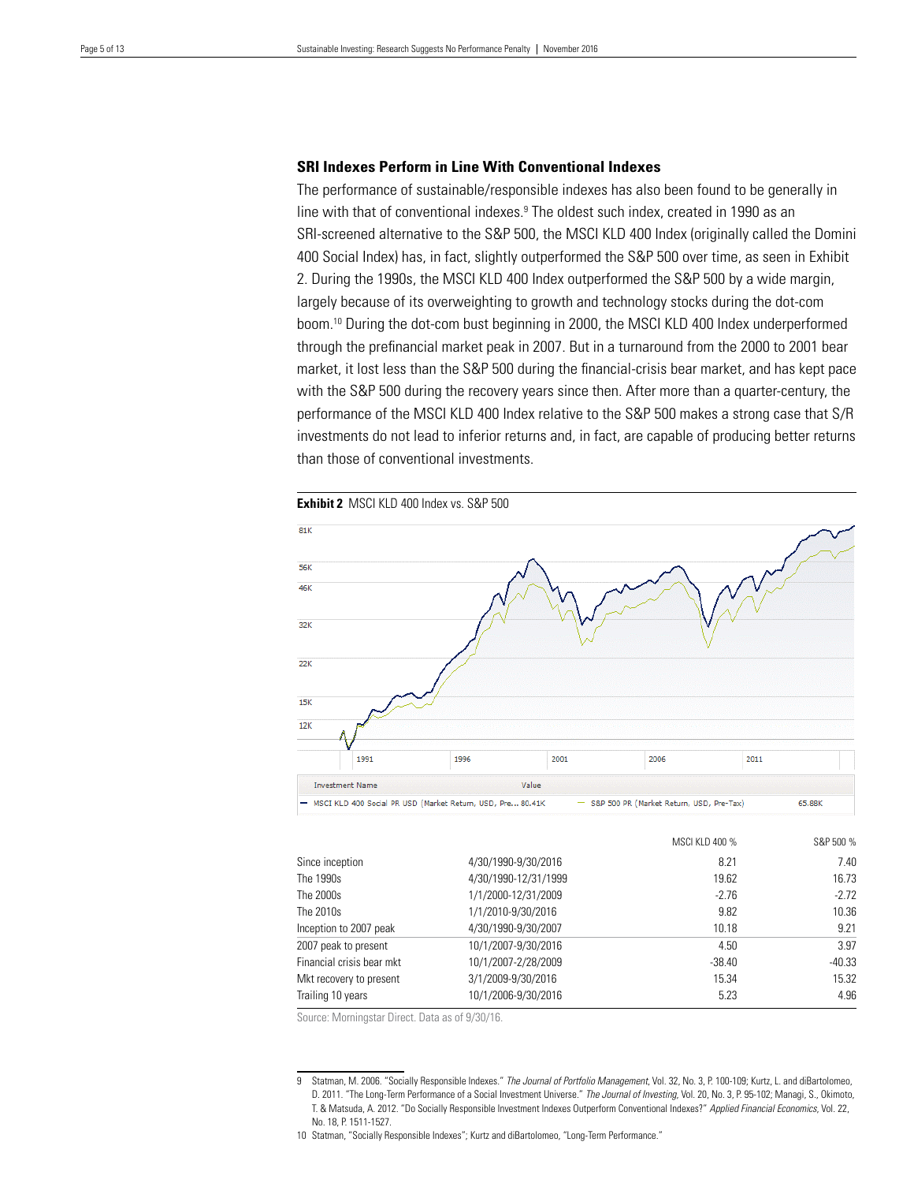### SRI Indexes Perform in Line With Conventional Indexes

The performance of sustainable/responsible indexes has also been found to be generally in line with that of conventional indexes.[9] The oldest such index, created in 1990 as an SRI-screened alternative to the S&P 500, the MSCI KLD 400 Index (originally called the Domini 400 Social Index) has, in fact, slightly outperformed the S&P 500 over time, as seen in Exhibit 2. During the 1990s, the MSCI KLD 400 Index outperformed the S&P 500 by a wide margin, largely because of its overweighting to growth and technology stocks during the dot-com boom.[10] During the dot-com bust beginning in 2000, the MSCI KLD 400 Index underperformed through the prefinancial market peak in 2007. But in a turnaround from the 2000 to 2001 bear market, it lost less than the S&P 500 during the financial-crisis bear market, and has kept pace with the S&P 500 during the recovery years since then. After more than a quarter-century, the performance of the MSCI KLD 400 Index relative to the S&P 500 makes a strong case that S/R investments do not lead to inferior returns and, in fact, are capable of producing better returns than those of conventional investments.

**Exhibit 2** MSCI KLD 400 Index vs. S&P 500

| Investment Name | Value |
|---|---|
| MSCI KLD 400 Social PR USD (Market Return, USD, Pre... | 80.41K |
| S&P 500 PR (Market Return, USD, Pre-Tax) | 65.88K |

| | | MSCI KLD 400 % | S&P 500 % |
|---|---|---|---|
| Since inception | 4/30/1990-9/30/2016 | 8.21 | 7.40 |
| The 1990s | 4/30/1990-12/31/1999 | 19.62 | 16.73 |
| The 2000s | 1/1/2000-12/31/2009 | -2.76 | -2.72 |
| The 2010s | 1/1/2010-9/30/2016 | 9.82 | 10.36 |
| Inception to 2007 peak | 4/30/1990-9/30/2007 | 10.18 | 9.21 |
| 2007 peak to present | 10/1/2007-9/30/2016 | 4.50 | 3.97 |
| Financial crisis bear mkt | 10/1/2007-2/28/2009 | -38.40 | -40.33 |
| Mkt recovery to present | 3/1/2009-9/30/2016 | 15.34 | 15.32 |
| Trailing 10 years | 10/1/2006-9/30/2016 | 5.23 | 4.96 |

Source: Morningstar Direct. Data as of 9/30/16.

---

9 Statman, M. 2006. "Socially Responsible Indexes." *The Journal of Portfolio Management*, Vol. 32, No. 3, P. 100-109; Kurtz, L. and diBartolomeo, D. 2011. "The Long-Term Performance of a Social Investment Universe." *The Journal of Investing*, Vol. 20, No. 3, P. 95-102; Managi, S., Okimoto, T. & Matsuda, A. 2012. "Do Socially Responsible Investment Indexes Outperform Conventional Indexes?" *Applied Financial Economics*, Vol. 22, No. 18, P. 1511-1527.

10 Statman, "Socially Responsible Indexes"; Kurtz and diBartolomeo, "Long-Term Performance."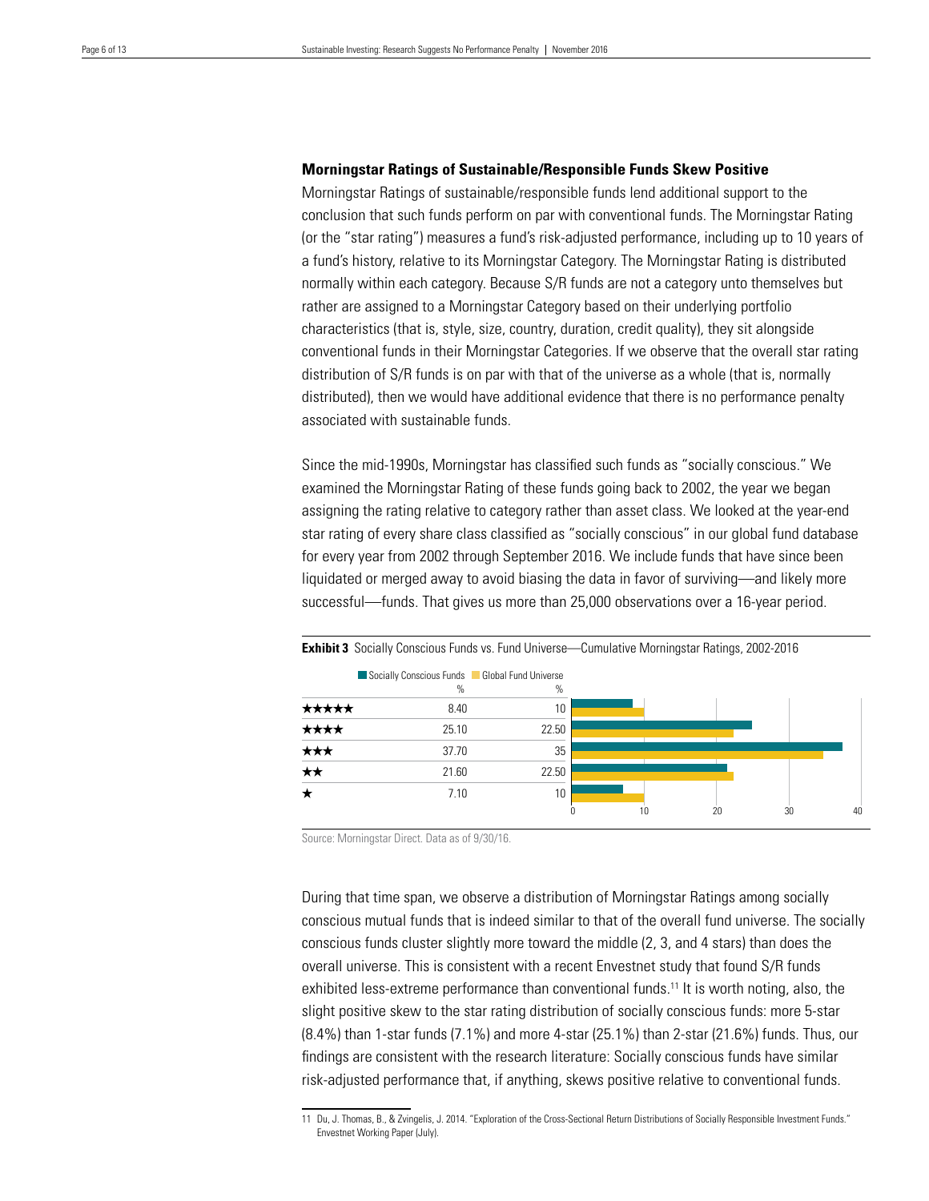### Morningstar Ratings of Sustainable/Responsible Funds Skew Positive

Morningstar Ratings of sustainable/responsible funds lend additional support to the conclusion that such funds perform on par with conventional funds. The Morningstar Rating (or the "star rating") measures a fund's risk-adjusted performance, including up to 10 years of a fund's history, relative to its Morningstar Category. The Morningstar Rating is distributed normally within each category. Because S/R funds are not a category unto themselves but rather are assigned to a Morningstar Category based on their underlying portfolio characteristics (that is, style, size, country, duration, credit quality), they sit alongside conventional funds in their Morningstar Categories. If we observe that the overall star rating distribution of S/R funds is on par with that of the universe as a whole (that is, normally distributed), then we would have additional evidence that there is no performance penalty associated with sustainable funds.

Since the mid-1990s, Morningstar has classified such funds as "socially conscious." We examined the Morningstar Rating of these funds going back to 2002, the year we began assigning the rating relative to category rather than asset class. We looked at the year-end star rating of every share class classified as "socially conscious" in our global fund database for every year from 2002 through September 2016. We include funds that have since been liquidated or merged away to avoid biasing the data in favor of surviving—and likely more successful—funds. That gives us more than 25,000 observations over a 16-year period.

**Exhibit 3** Socially Conscious Funds vs. Fund Universe—Cumulative Morningstar Ratings, 2002-2016

| | Socially Conscious Funds % | Global Fund Universe % |
|---|---|---|
| ★★★★★ | 8.40 | 10 |
| ★★★★ | 25.10 | 22.50 |
| ★★★ | 37.70 | 35 |
| ★★ | 21.60 | 22.50 |
| ★ | 7.10 | 10 |

Source: Morningstar Direct. Data as of 9/30/16.

During that time span, we observe a distribution of Morningstar Ratings among socially conscious mutual funds that is indeed similar to that of the overall fund universe. The socially conscious funds cluster slightly more toward the middle (2, 3, and 4 stars) than does the overall universe. This is consistent with a recent Envestnet study that found S/R funds exhibited less-extreme performance than conventional funds.[11] It is worth noting, also, the slight positive skew to the star rating distribution of socially conscious funds: more 5-star (8.4%) than 1-star funds (7.1%) and more 4-star (25.1%) than 2-star (21.6%) funds. Thus, our findings are consistent with the research literature: Socially conscious funds have similar risk-adjusted performance that, if anything, skews positive relative to conventional funds.

---

11 Du, J. Thomas, B., & Zvingelis, J. 2014. "Exploration of the Cross-Sectional Return Distributions of Socially Responsible Investment Funds." Envestnet Working Paper (July).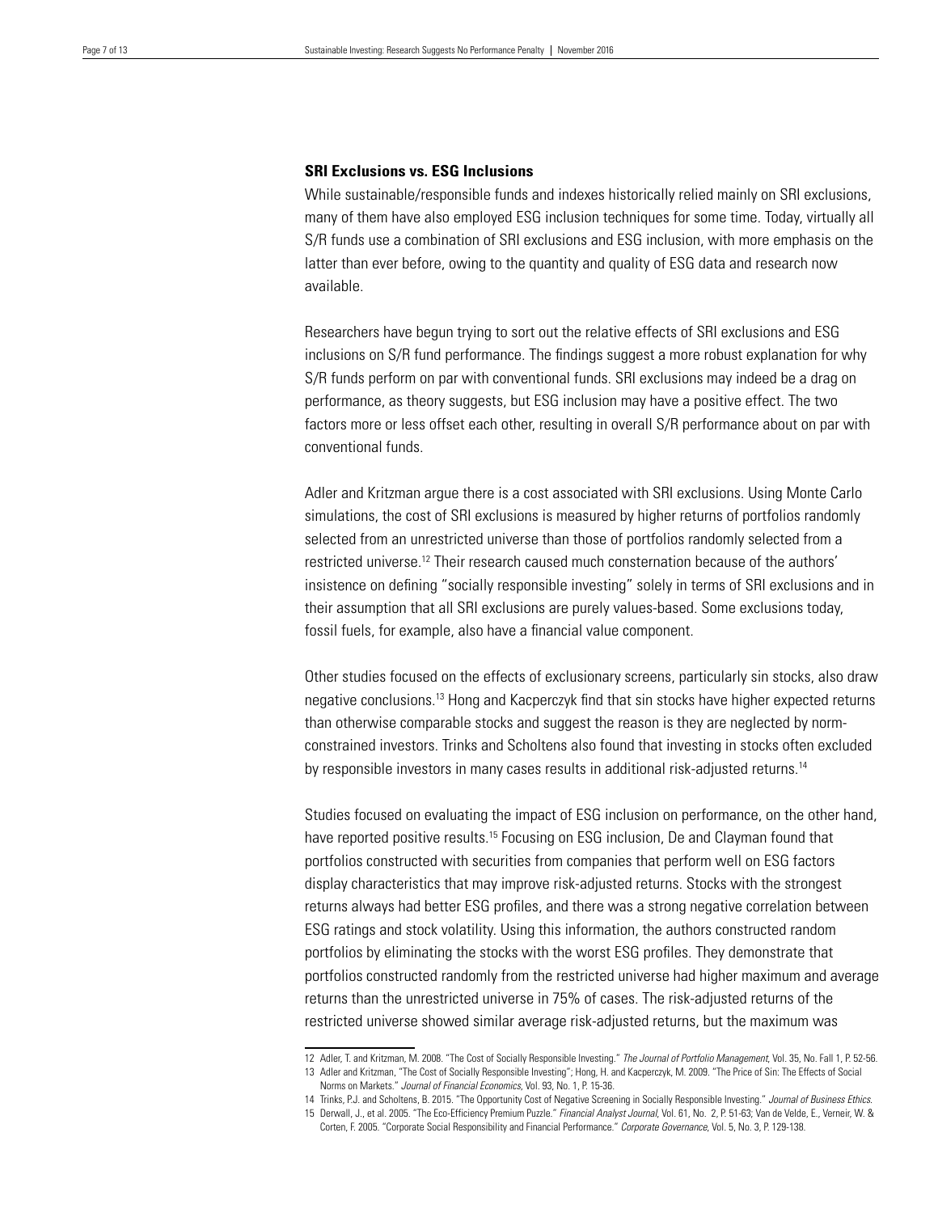### SRI Exclusions vs. ESG Inclusions

While sustainable/responsible funds and indexes historically relied mainly on SRI exclusions, many of them have also employed ESG inclusion techniques for some time. Today, virtually all S/R funds use a combination of SRI exclusions and ESG inclusion, with more emphasis on the latter than ever before, owing to the quantity and quality of ESG data and research now available.

Researchers have begun trying to sort out the relative effects of SRI exclusions and ESG inclusions on S/R fund performance. The findings suggest a more robust explanation for why S/R funds perform on par with conventional funds. SRI exclusions may indeed be a drag on performance, as theory suggests, but ESG inclusion may have a positive effect. The two factors more or less offset each other, resulting in overall S/R performance about on par with conventional funds.

Adler and Kritzman argue there is a cost associated with SRI exclusions. Using Monte Carlo simulations, the cost of SRI exclusions is measured by higher returns of portfolios randomly selected from an unrestricted universe than those of portfolios randomly selected from a restricted universe.[12] Their research caused much consternation because of the authors' insistence on defining "socially responsible investing" solely in terms of SRI exclusions and in their assumption that all SRI exclusions are purely values-based. Some exclusions today, fossil fuels, for example, also have a financial value component.

Other studies focused on the effects of exclusionary screens, particularly sin stocks, also draw negative conclusions.[13] Hong and Kacperczyk find that sin stocks have higher expected returns than otherwise comparable stocks and suggest the reason is they are neglected by norm-constrained investors. Trinks and Scholtens also found that investing in stocks often excluded by responsible investors in many cases results in additional risk-adjusted returns.[14]

Studies focused on evaluating the impact of ESG inclusion on performance, on the other hand, have reported positive results.[15] Focusing on ESG inclusion, De and Clayman found that portfolios constructed with securities from companies that perform well on ESG factors display characteristics that may improve risk-adjusted returns. Stocks with the strongest returns always had better ESG profiles, and there was a strong negative correlation between ESG ratings and stock volatility. Using this information, the authors constructed random portfolios by eliminating the stocks with the worst ESG profiles. They demonstrate that portfolios constructed randomly from the restricted universe had higher maximum and average returns than the unrestricted universe in 75% of cases. The risk-adjusted returns of the restricted universe showed similar average risk-adjusted returns, but the maximum was

---

12 Adler, T. and Kritzman, M. 2008. "The Cost of Socially Responsible Investing." *The Journal of Portfolio Management*, Vol. 35, No. Fall 1, P. 52-56.

13 Adler and Kritzman, "The Cost of Socially Responsible Investing"; Hong, H. and Kacperczyk, M. 2009. "The Price of Sin: The Effects of Social Norms on Markets." *Journal of Financial Economics*, Vol. 93, No. 1, P. 15-36.

14 Trinks, P.J. and Scholtens, B. 2015. "The Opportunity Cost of Negative Screening in Socially Responsible Investing." *Journal of Business Ethics*.

15 Derwall, J., et al. 2005. "The Eco-Efficiency Premium Puzzle." *Financial Analyst Journal*, Vol. 61, No. 2, P. 51-63; Van de Velde, E., Verneir, W. & Corten, F. 2005. "Corporate Social Responsibility and Financial Performance." *Corporate Governance*, Vol. 5, No. 3, P. 129-138.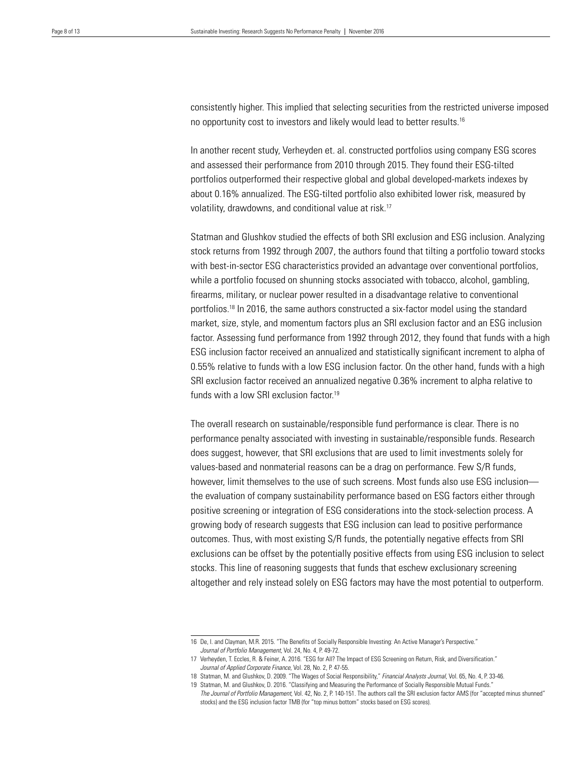consistently higher. This implied that selecting securities from the restricted universe imposed no opportunity cost to investors and likely would lead to better results.[16]

In another recent study, Verheyden et. al. constructed portfolios using company ESG scores and assessed their performance from 2010 through 2015. They found their ESG-tilted portfolios outperformed their respective global and global developed-markets indexes by about 0.16% annualized. The ESG-tilted portfolio also exhibited lower risk, measured by volatility, drawdowns, and conditional value at risk.[17]

Statman and Glushkov studied the effects of both SRI exclusion and ESG inclusion. Analyzing stock returns from 1992 through 2007, the authors found that tilting a portfolio toward stocks with best-in-sector ESG characteristics provided an advantage over conventional portfolios, while a portfolio focused on shunning stocks associated with tobacco, alcohol, gambling, firearms, military, or nuclear power resulted in a disadvantage relative to conventional portfolios.[18] In 2016, the same authors constructed a six-factor model using the standard market, size, style, and momentum factors plus an SRI exclusion factor and an ESG inclusion factor. Assessing fund performance from 1992 through 2012, they found that funds with a high ESG inclusion factor received an annualized and statistically significant increment to alpha of 0.55% relative to funds with a low ESG inclusion factor. On the other hand, funds with a high SRI exclusion factor received an annualized negative 0.36% increment to alpha relative to funds with a low SRI exclusion factor.[19]

The overall research on sustainable/responsible fund performance is clear. There is no performance penalty associated with investing in sustainable/responsible funds. Research does suggest, however, that SRI exclusions that are used to limit investments solely for values-based and nonmaterial reasons can be a drag on performance. Few S/R funds, however, limit themselves to the use of such screens. Most funds also use ESG inclusion—the evaluation of company sustainability performance based on ESG factors either through positive screening or integration of ESG considerations into the stock-selection process. A growing body of research suggests that ESG inclusion can lead to positive performance outcomes. Thus, with most existing S/R funds, the potentially negative effects from SRI exclusions can be offset by the potentially positive effects from using ESG inclusion to select stocks. This line of reasoning suggests that funds that eschew exclusionary screening altogether and rely instead solely on ESG factors may have the most potential to outperform.

---

16 De, I. and Clayman, M.R. 2015. "The Benefits of Socially Responsible Investing: An Active Manager's Perspective." *Journal of Portfolio Management*, Vol. 24, No. 4, P. 49-72.

17 Verheyden, T. Eccles, R. & Feiner, A. 2016. "ESG for All? The Impact of ESG Screening on Return, Risk, and Diversification." *Journal of Applied Corporate Finance*, Vol. 28, No. 2, P. 47-55.

18 Statman, M. and Glushkov, D. 2009. "The Wages of Social Responsibility," *Financial Analysts Journal*, Vol. 65, No. 4, P. 33-46.

19 Statman, M. and Glushkov, D. 2016. "Classifying and Measuring the Performance of Socially Responsible Mutual Funds." *The Journal of Portfolio Management*, Vol. 42, No. 2, P. 140-151. The authors call the SRI exclusion factor AMS (for "accepted minus shunned" stocks) and the ESG inclusion factor TMB (for "top minus bottom" stocks based on ESG scores).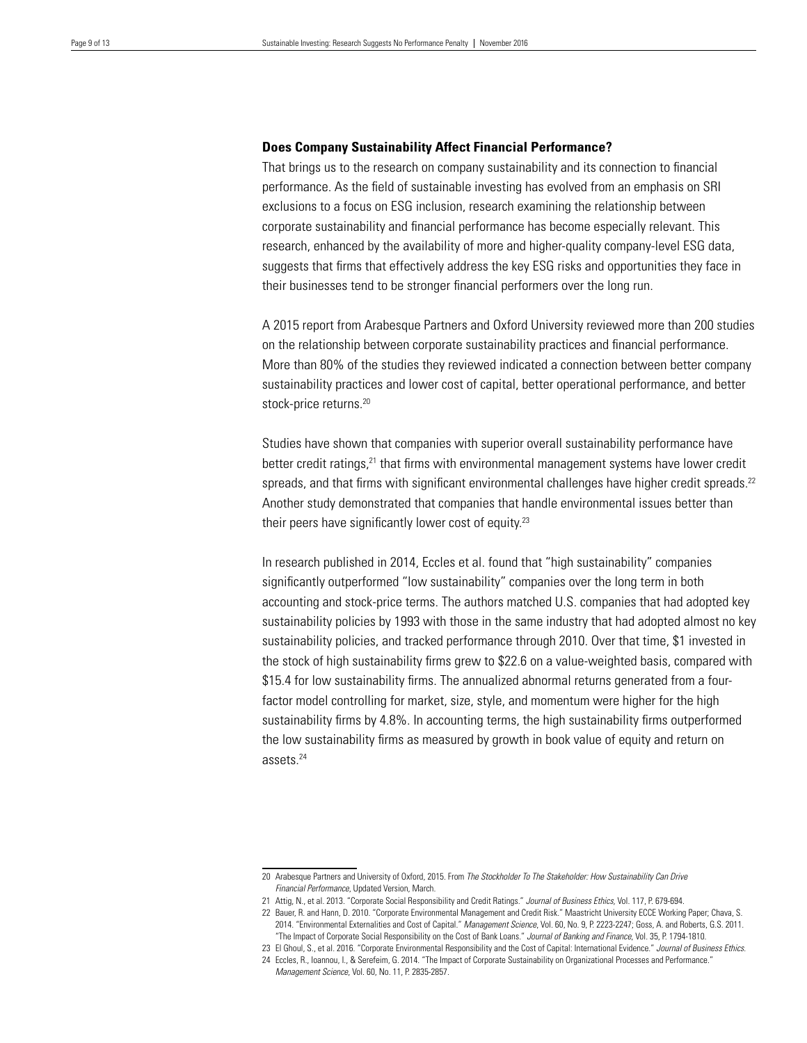## Does Company Sustainability Affect Financial Performance?

That brings us to the research on company sustainability and its connection to financial performance. As the field of sustainable investing has evolved from an emphasis on SRI exclusions to a focus on ESG inclusion, research examining the relationship between corporate sustainability and financial performance has become especially relevant. This research, enhanced by the availability of more and higher-quality company-level ESG data, suggests that firms that effectively address the key ESG risks and opportunities they face in their businesses tend to be stronger financial performers over the long run.

A 2015 report from Arabesque Partners and Oxford University reviewed more than 200 studies on the relationship between corporate sustainability practices and financial performance. More than 80% of the studies they reviewed indicated a connection between better company sustainability practices and lower cost of capital, better operational performance, and better stock-price returns.[20]

Studies have shown that companies with superior overall sustainability performance have better credit ratings,[21] that firms with environmental management systems have lower credit spreads, and that firms with significant environmental challenges have higher credit spreads.[22] Another study demonstrated that companies that handle environmental issues better than their peers have significantly lower cost of equity.[23]

In research published in 2014, Eccles et al. found that "high sustainability" companies significantly outperformed "low sustainability" companies over the long term in both accounting and stock-price terms. The authors matched U.S. companies that had adopted key sustainability policies by 1993 with those in the same industry that had adopted almost no key sustainability policies, and tracked performance through 2010. Over that time, $1 invested in the stock of high sustainability firms grew to $22.6 on a value-weighted basis, compared with $15.4 for low sustainability firms. The annualized abnormal returns generated from a four-factor model controlling for market, size, style, and momentum were higher for the high sustainability firms by 4.8%. In accounting terms, the high sustainability firms outperformed the low sustainability firms as measured by growth in book value of equity and return on assets.[24]

---

20 Arabesque Partners and University of Oxford, 2015. From *The Stockholder To The Stakeholder: How Sustainability Can Drive Financial Performance*, Updated Version, March.

21 Attig, N., et al. 2013. "Corporate Social Responsibility and Credit Ratings." *Journal of Business Ethics*, Vol. 117, P. 679-694.

22 Bauer, R. and Hann, D. 2010. "Corporate Environmental Management and Credit Risk." Maastricht University ECCE Working Paper; Chava, S. 2014. "Environmental Externalities and Cost of Capital." *Management Science*, Vol. 60, No. 9, P. 2223-2247; Goss, A. and Roberts, G.S. 2011. "The Impact of Corporate Social Responsibility on the Cost of Bank Loans." *Journal of Banking and Finance*, Vol. 35, P. 1794-1810.

23 El Ghoul, S., et al. 2016. "Corporate Environmental Responsibility and the Cost of Capital: International Evidence." *Journal of Business Ethics*.

24 Eccles, R., Ioannou, I., & Serefeim, G. 2014. "The Impact of Corporate Sustainability on Organizational Processes and Performance." *Management Science*, Vol. 60, No. 11, P. 2835-2857.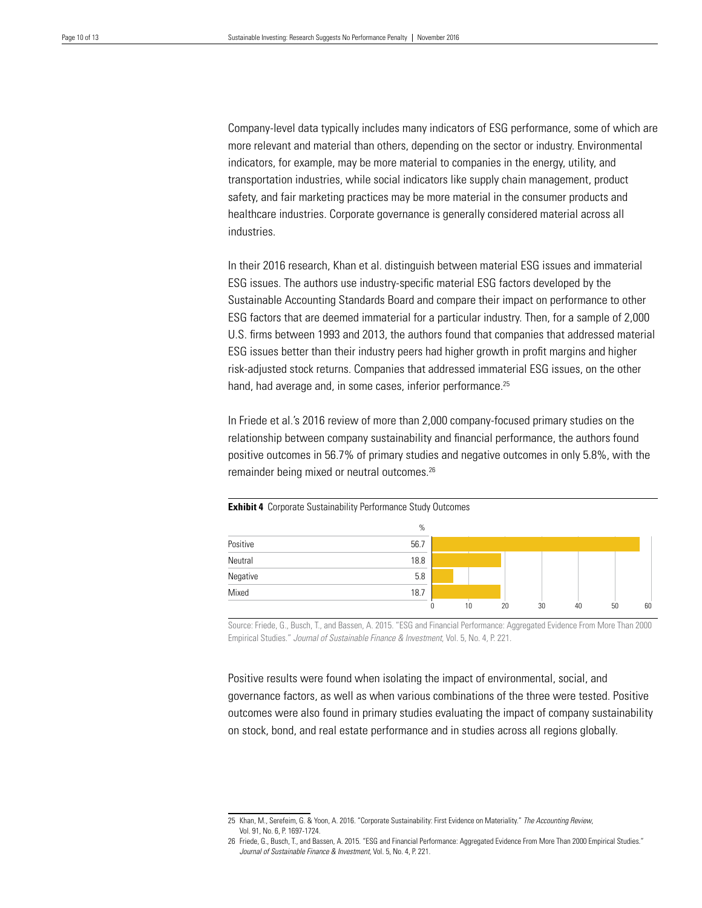Company-level data typically includes many indicators of ESG performance, some of which are more relevant and material than others, depending on the sector or industry. Environmental indicators, for example, may be more material to companies in the energy, utility, and transportation industries, while social indicators like supply chain management, product safety, and fair marketing practices may be more material in the consumer products and healthcare industries. Corporate governance is generally considered material across all industries.

In their 2016 research, Khan et al. distinguish between material ESG issues and immaterial ESG issues. The authors use industry-specific material ESG factors developed by the Sustainable Accounting Standards Board and compare their impact on performance to other ESG factors that are deemed immaterial for a particular industry. Then, for a sample of 2,000 U.S. firms between 1993 and 2013, the authors found that companies that addressed material ESG issues better than their industry peers had higher growth in profit margins and higher risk-adjusted stock returns. Companies that addressed immaterial ESG issues, on the other hand, had average and, in some cases, inferior performance.[25]

In Friede et al.'s 2016 review of more than 2,000 company-focused primary studies on the relationship between company sustainability and financial performance, the authors found positive outcomes in 56.7% of primary studies and negative outcomes in only 5.8%, with the remainder being mixed or neutral outcomes.[26]

**Exhibit 4** Corporate Sustainability Performance Study Outcomes

| | % |
|---|---|
| Positive | 56.7 |
| Neutral | 18.8 |
| Negative | 5.8 |
| Mixed | 18.7 |

Source: Friede, G., Busch, T., and Bassen, A. 2015. "ESG and Financial Performance: Aggregated Evidence From More Than 2000 Empirical Studies." *Journal of Sustainable Finance & Investment*, Vol. 5, No. 4, P. 221.

Positive results were found when isolating the impact of environmental, social, and governance factors, as well as when various combinations of the three were tested. Positive outcomes were also found in primary studies evaluating the impact of company sustainability on stock, bond, and real estate performance and in studies across all regions globally.

25 Khan, M., Serefeim, G. & Yoon, A. 2016. "Corporate Sustainability: First Evidence on Materiality." *The Accounting Review*, Vol. 91, No. 6, P. 1697-1724.

26 Friede, G., Busch, T., and Bassen, A. 2015. "ESG and Financial Performance: Aggregated Evidence From More Than 2000 Empirical Studies." *Journal of Sustainable Finance & Investment*, Vol. 5, No. 4, P. 221.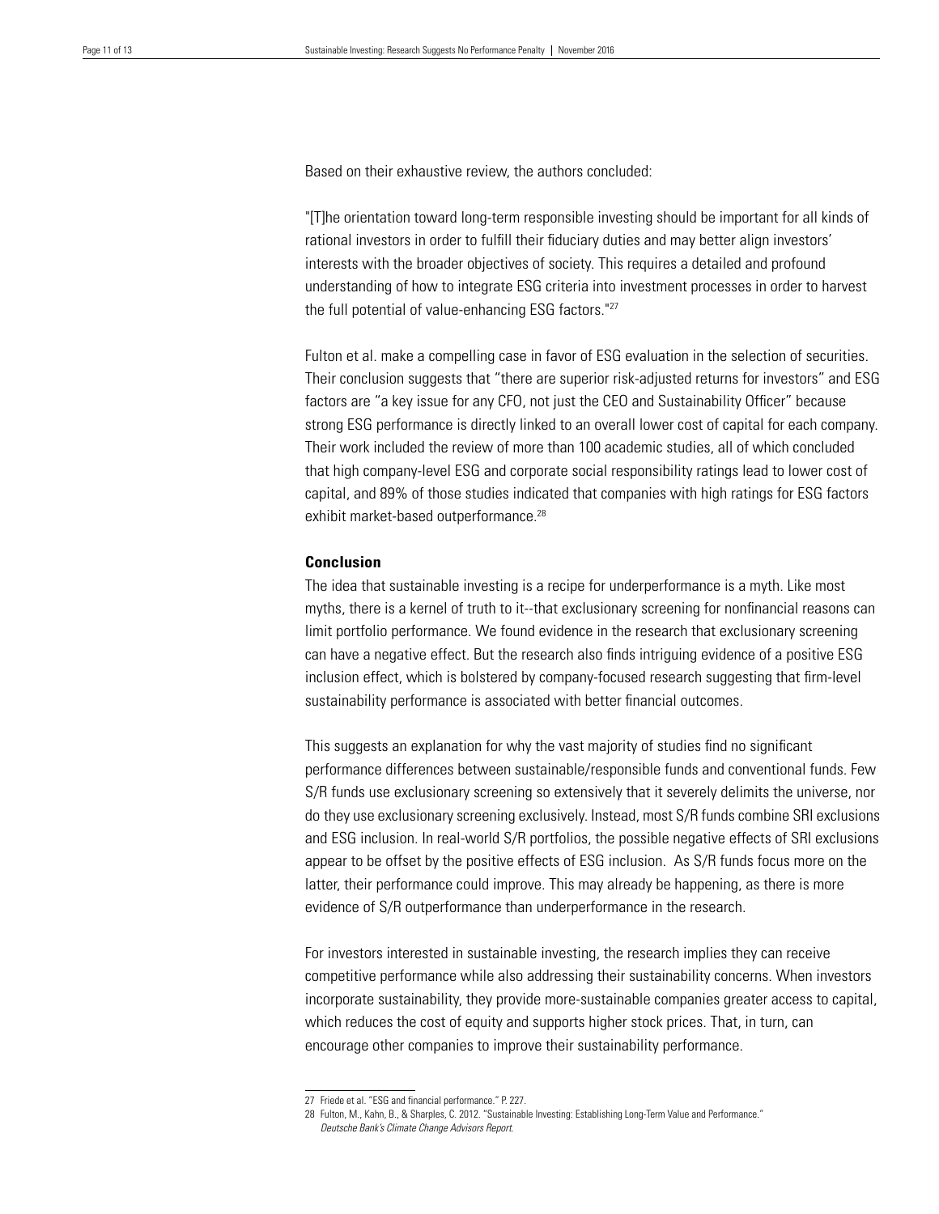Based on their exhaustive review, the authors concluded:

"[T]he orientation toward long-term responsible investing should be important for all kinds of rational investors in order to fulfill their fiduciary duties and may better align investors' interests with the broader objectives of society. This requires a detailed and profound understanding of how to integrate ESG criteria into investment processes in order to harvest the full potential of value-enhancing ESG factors."[27]

Fulton et al. make a compelling case in favor of ESG evaluation in the selection of securities. Their conclusion suggests that "there are superior risk-adjusted returns for investors" and ESG factors are "a key issue for any CFO, not just the CEO and Sustainability Officer" because strong ESG performance is directly linked to an overall lower cost of capital for each company. Their work included the review of more than 100 academic studies, all of which concluded that high company-level ESG and corporate social responsibility ratings lead to lower cost of capital, and 89% of those studies indicated that companies with high ratings for ESG factors exhibit market-based outperformance.[28]

**Conclusion**

The idea that sustainable investing is a recipe for underperformance is a myth. Like most myths, there is a kernel of truth to it--that exclusionary screening for nonfinancial reasons can limit portfolio performance. We found evidence in the research that exclusionary screening can have a negative effect. But the research also finds intriguing evidence of a positive ESG inclusion effect, which is bolstered by company-focused research suggesting that firm-level sustainability performance is associated with better financial outcomes.

This suggests an explanation for why the vast majority of studies find no significant performance differences between sustainable/responsible funds and conventional funds. Few S/R funds use exclusionary screening so extensively that it severely delimits the universe, nor do they use exclusionary screening exclusively. Instead, most S/R funds combine SRI exclusions and ESG inclusion. In real-world S/R portfolios, the possible negative effects of SRI exclusions appear to be offset by the positive effects of ESG inclusion. As S/R funds focus more on the latter, their performance could improve. This may already be happening, as there is more evidence of S/R outperformance than underperformance in the research.

For investors interested in sustainable investing, the research implies they can receive competitive performance while also addressing their sustainability concerns. When investors incorporate sustainability, they provide more-sustainable companies greater access to capital, which reduces the cost of equity and supports higher stock prices. That, in turn, can encourage other companies to improve their sustainability performance.

---

27 Friede et al. "ESG and financial performance." P. 227.

28 Fulton, M., Kahn, B., & Sharples, C. 2012. "Sustainable Investing: Establishing Long-Term Value and Performance." *Deutsche Bank's Climate Change Advisors Report.*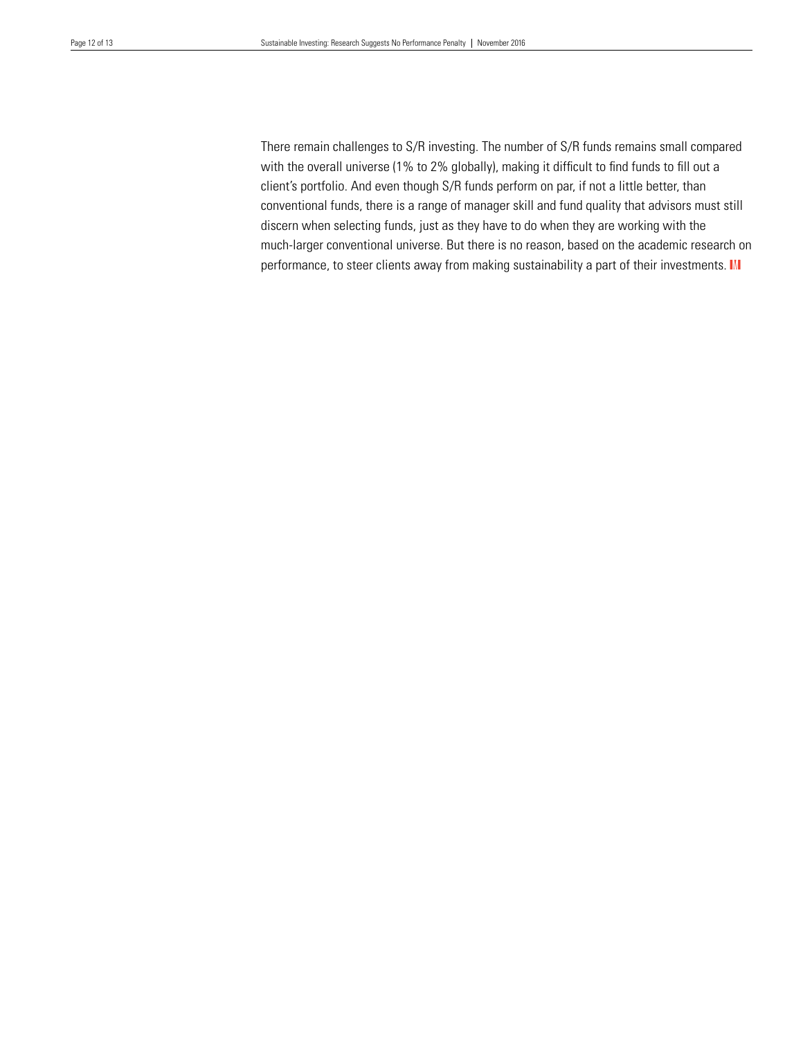There remain challenges to S/R investing. The number of S/R funds remains small compared with the overall universe (1% to 2% globally), making it difficult to find funds to fill out a client's portfolio. And even though S/R funds perform on par, if not a little better, than conventional funds, there is a range of manager skill and fund quality that advisors must still discern when selecting funds, just as they have to do when they are working with the much-larger conventional universe. But there is no reason, based on the academic research on performance, to steer clients away from making sustainability a part of their investments.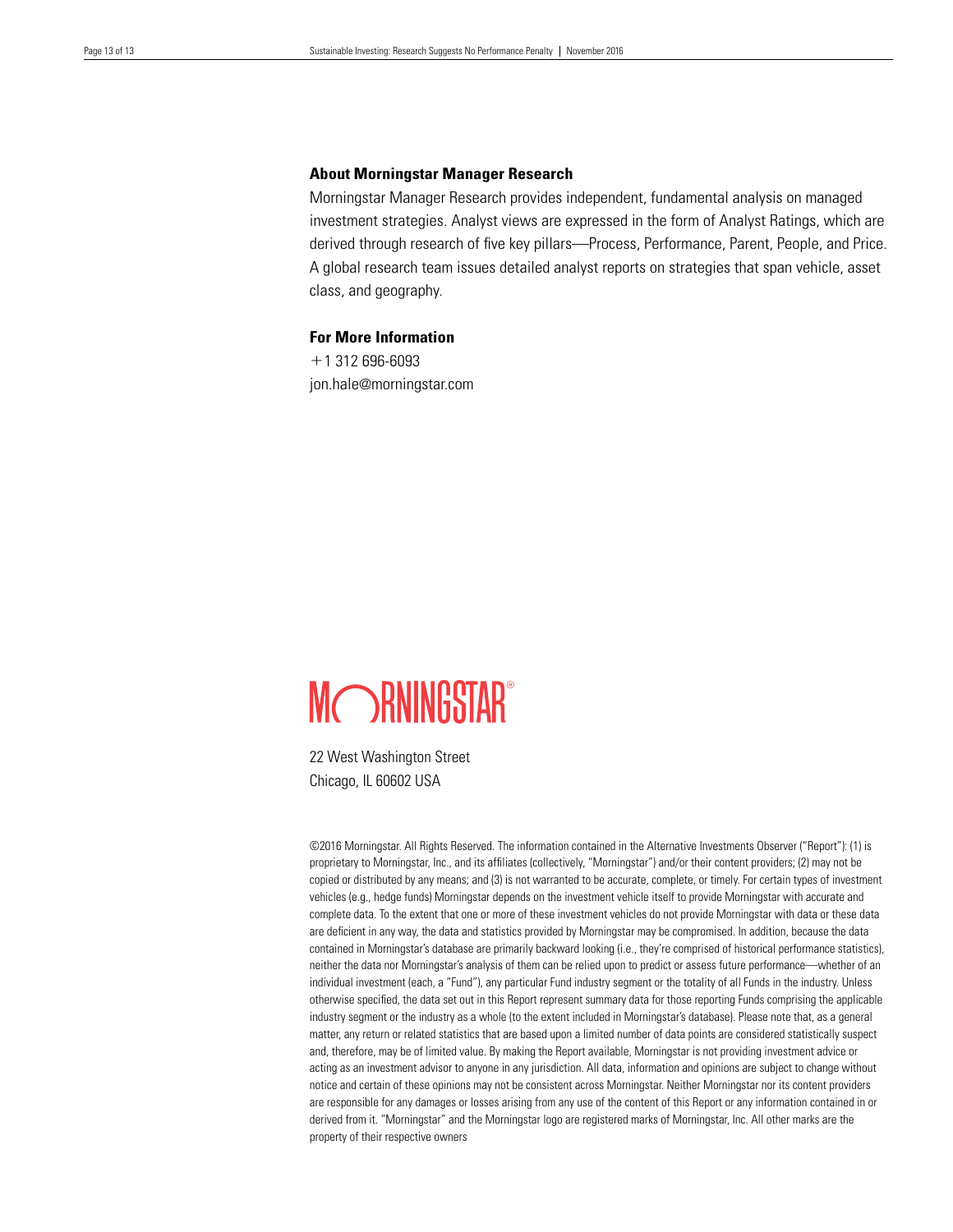**About Morningstar Manager Research**

Morningstar Manager Research provides independent, fundamental analysis on managed investment strategies. Analyst views are expressed in the form of Analyst Ratings, which are derived through research of five key pillars—Process, Performance, Parent, People, and Price. A global research team issues detailed analyst reports on strategies that span vehicle, asset class, and geography.

**For More Information**

+1 312 696-6093
jon.hale@morningstar.com

MORNINGSTAR®

22 West Washington Street
Chicago, IL 60602 USA

©2016 Morningstar. All Rights Reserved. The information contained in the Alternative Investments Observer ("Report"): (1) is proprietary to Morningstar, Inc., and its affiliates (collectively, "Morningstar") and/or their content providers; (2) may not be copied or distributed by any means; and (3) is not warranted to be accurate, complete, or timely. For certain types of investment vehicles (e.g., hedge funds) Morningstar depends on the investment vehicle itself to provide Morningstar with accurate and complete data. To the extent that one or more of these investment vehicles do not provide Morningstar with data or these data are deficient in any way, the data and statistics provided by Morningstar may be compromised. In addition, because the data contained in Morningstar's database are primarily backward looking (i.e., they're comprised of historical performance statistics), neither the data nor Morningstar's analysis of them can be relied upon to predict or assess future performance—whether of an individual investment (each, a "Fund"), any particular Fund industry segment or the totality of all Funds in the industry. Unless otherwise specified, the data set out in this Report represent summary data for those reporting Funds comprising the applicable industry segment or the industry as a whole (to the extent included in Morningstar's database). Please note that, as a general matter, any return or related statistics that are based upon a limited number of data points are considered statistically suspect and, therefore, may be of limited value. By making the Report available, Morningstar is not providing investment advice or acting as an investment advisor to anyone in any jurisdiction. All data, information and opinions are subject to change without notice and certain of these opinions may not be consistent across Morningstar. Neither Morningstar nor its content providers are responsible for any damages or losses arising from any use of the content of this Report or any information contained in or derived from it. "Morningstar" and the Morningstar logo are registered marks of Morningstar, Inc. All other marks are the property of their respective owners